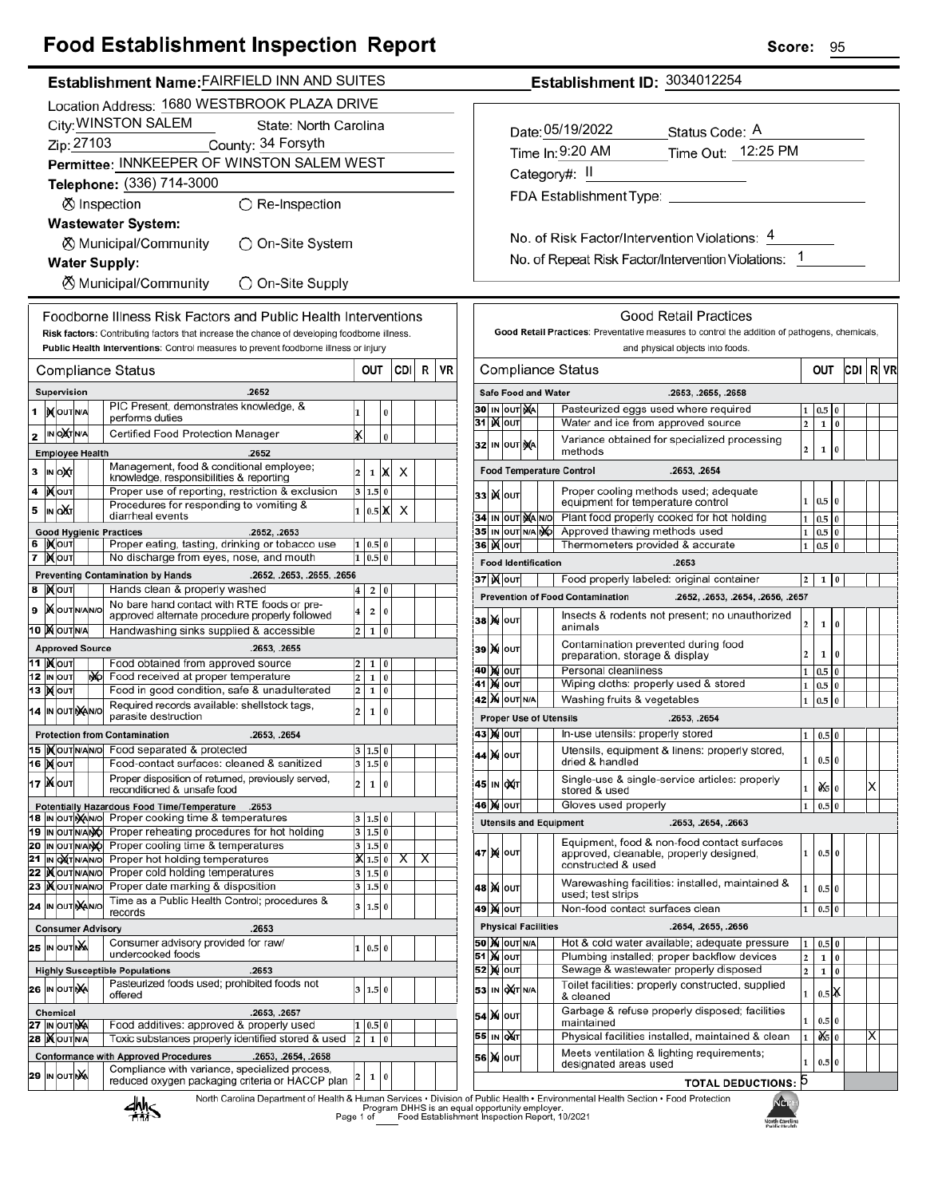# Food Establishment Inspection Report

**Score:** 95

**Establishment Name:** FAIRFIELD INN AND SUITES

**Establishment ID:** 3034012254

Location Address: 1680 WESTBROOK PLAZA DRIVE

City: WINSTON SALEM State: North Carolina

Zip: 27103 County: 34 Forsyth

**Permittee:** INNKEEPER OF WINSTON SALEM WEST

**Telephone:** (336) 714-3000

⊗ Inspection ○ Re-Inspection

**Wastewater System:**

⊗ Municipal/Community ○ On-Site System

**Water Supply:**

⊗ Municipal/Community ○ On-Site Supply

Date: 05/19/2022 Status Code: A

Time In: 9:20 AM Time Out: 12:25 PM

Category#: II

FDA Establishment Type:

No. of Risk Factor/Intervention Violations: 4

No. of Repeat Risk Factor/Intervention Violations: 1

## Foodborne Illness Risk Factors and Public Health Interventions

**Risk factors:** Contributing factors that increase the chance of developing foodborne illness.
**Public Health Interventions:** Control measures to prevent foodborne illness or injury

| # | Status | Compliance Status | OUT | CDI | R | VR |
|---|---|---|---|---|---|---|
| | | **Supervision** .2652 | | | | |
| 1 | IN | PIC Present, demonstrates knowledge, & performs duties | 1 0 | | | |
| 2 | OUT | Certified Food Protection Manager | X 0 | | | |
| | | **Employee Health** .2652 | | | | |
| 3 | OUT | Management, food & conditional employee; knowledge, responsibilities & reporting | 2 1 X | | X | |
| 4 | IN | Proper use of reporting, restriction & exclusion | 3 1.5 0 | | | |
| 5 | OUT | Procedures for responding to vomiting & diarrheal events | 1 0.5 X | | X | |
| | | **Good Hygienic Practices** .2652, .2653 | | | | |
| 6 | IN | Proper eating, tasting, drinking or tobacco use | 1 0.5 0 | | | |
| 7 | IN | No discharge from eyes, nose, and mouth | 1 0.5 0 | | | |
| | | **Preventing Contamination by Hands** .2652, .2653, .2655, .2656 | | | | |
| 8 | IN | Hands clean & properly washed | 4 2 0 | | | |
| 9 | IN | No bare hand contact with RTE foods or pre-approved alternate procedure properly followed | 4 2 0 | | | |
| 10 | IN | Handwashing sinks supplied & accessible | 2 1 0 | | | |
| | | **Approved Source** .2653, .2655 | | | | |
| 11 | IN | Food obtained from approved source | 2 1 0 | | | |
| 12 | N/O | Food received at proper temperature | 2 1 0 | | | |
| 13 | IN | Food in good condition, safe & unadulterated | 2 1 0 | | | |
| 14 | N/A | Required records available: shellstock tags, parasite destruction | 2 1 0 | | | |
| | | **Protection from Contamination** .2653, .2654 | | | | |
| 15 | IN | Food separated & protected | 3 1.5 0 | | | |
| 16 | IN | Food-contact surfaces: cleaned & sanitized | 3 1.5 0 | | | |
| 17 | IN | Proper disposition of returned, previously served, reconditioned & unsafe food | 2 1 0 | | | |
| | | **Potentially Hazardous Food Time/Temperature** .2653 | | | | |
| 18 | N/A | Proper cooking time & temperatures | 3 1.5 0 | | | |
| 19 | N/O | Proper reheating procedures for hot holding | 3 1.5 0 | | | |
| 20 | N/O | Proper cooling time & temperatures | 3 1.5 0 | | | |
| 21 | OUT | Proper hot holding temperatures | X 1.5 0 | X | X | |
| 22 | IN | Proper cold holding temperatures | 3 1.5 0 | | | |
| 23 | IN | Proper date marking & disposition | 3 1.5 0 | | | |
| 24 | N/A | Time as a Public Health Control; procedures & records | 3 1.5 0 | | | |
| | | **Consumer Advisory** .2653 | | | | |
| 25 | N/A | Consumer advisory provided for raw/undercooked foods | 1 0.5 0 | | | |
| | | **Highly Susceptible Populations** .2653 | | | | |
| 26 | N/A | Pasteurized foods used; prohibited foods not offered | 3 1.5 0 | | | |
| | | **Chemical** .2653, .2657 | | | | |
| 27 | N/A | Food additives: approved & properly used | 1 0.5 0 | | | |
| 28 | IN | Toxic substances properly identified stored & used | 2 1 0 | | | |
| | | **Conformance with Approved Procedures** .2653, .2654, .2658 | | | | |
| 29 | N/A | Compliance with variance, specialized process, reduced oxygen packaging criteria or HACCP plan | 2 1 0 | | | |

## Good Retail Practices

**Good Retail Practices:** Preventative measures to control the addition of pathogens, chemicals, and physical objects into foods.

| # | Status | Compliance Status | OUT | CDI | R | VR |
|---|---|---|---|---|---|---|
| | | **Safe Food and Water** .2653, .2655, .2658 | | | | |
| 30 | N/A | Pasteurized eggs used where required | 1 0.5 0 | | | |
| 31 | IN | Water and ice from approved source | 2 1 0 | | | |
| 32 | N/A | Variance obtained for specialized processing methods | 2 1 0 | | | |
| | | **Food Temperature Control** .2653, .2654 | | | | |
| 33 | IN | Proper cooling methods used; adequate equipment for temperature control | 1 0.5 0 | | | |
| 34 | N/A | Plant food properly cooked for hot holding | 1 0.5 0 | | | |
| 35 | N/O | Approved thawing methods used | 1 0.5 0 | | | |
| 36 | IN | Thermometers provided & accurate | 1 0.5 0 | | | |
| | | **Food Identification** .2653 | | | | |
| 37 | IN | Food properly labeled: original container | 2 1 0 | | | |
| | | **Prevention of Food Contamination** .2652, .2653, .2654, .2656, .2657 | | | | |
| 38 | IN | Insects & rodents not present; no unauthorized animals | 2 1 0 | | | |
| 39 | IN | Contamination prevented during food preparation, storage & display | 2 1 0 | | | |
| 40 | IN | Personal cleanliness | 1 0.5 0 | | | |
| 41 | IN | Wiping cloths: properly used & stored | 1 0.5 0 | | | |
| 42 | IN | Washing fruits & vegetables | 1 0.5 0 | | | |
| | | **Proper Use of Utensils** .2653, .2654 | | | | |
| 43 | IN | In-use utensils: properly stored | 1 0.5 0 | | | |
| 44 | IN | Utensils, equipment & linens: properly stored, dried & handled | 1 0.5 0 | | | |
| 45 | OUT | Single-use & single-service articles: properly stored & used | 1 X 0 | | | X |
| 46 | IN | Gloves used properly | 1 0.5 0 | | | |
| | | **Utensils and Equipment** .2653, .2654, .2663 | | | | |
| 47 | IN | Equipment, food & non-food contact surfaces approved, cleanable, properly designed, constructed & used | 1 0.5 0 | | | |
| 48 | IN | Warewashing facilities: installed, maintained & used; test strips | 1 0.5 0 | | | |
| 49 | IN | Non-food contact surfaces clean | 1 0.5 0 | | | |
| | | **Physical Facilities** .2654, .2655, .2656 | | | | |
| 50 | IN | Hot & cold water available; adequate pressure | 1 0.5 0 | | | |
| 51 | IN | Plumbing installed; proper backflow devices | 2 1 0 | | | |
| 52 | IN | Sewage & wastewater properly disposed | 2 1 0 | | | |
| 53 | OUT | Toilet facilities: properly constructed, supplied & cleaned | 1 0.5 X | | | |
| 54 | IN | Garbage & refuse properly disposed; facilities maintained | 1 0.5 0 | | | |
| 55 | OUT | Physical facilities installed, maintained & clean | 1 X 0 | | | X |
| 56 | IN | Meets ventilation & lighting requirements; designated areas used | 1 0.5 0 | | | |
| | | **TOTAL DEDUCTIONS:** 5 | | | | |

North Carolina Department of Health & Human Services • Division of Public Health • Environmental Health Section • Food Protection Program DHHS is an equal opportunity employer.
Food Establishment Inspection Report, 10/2021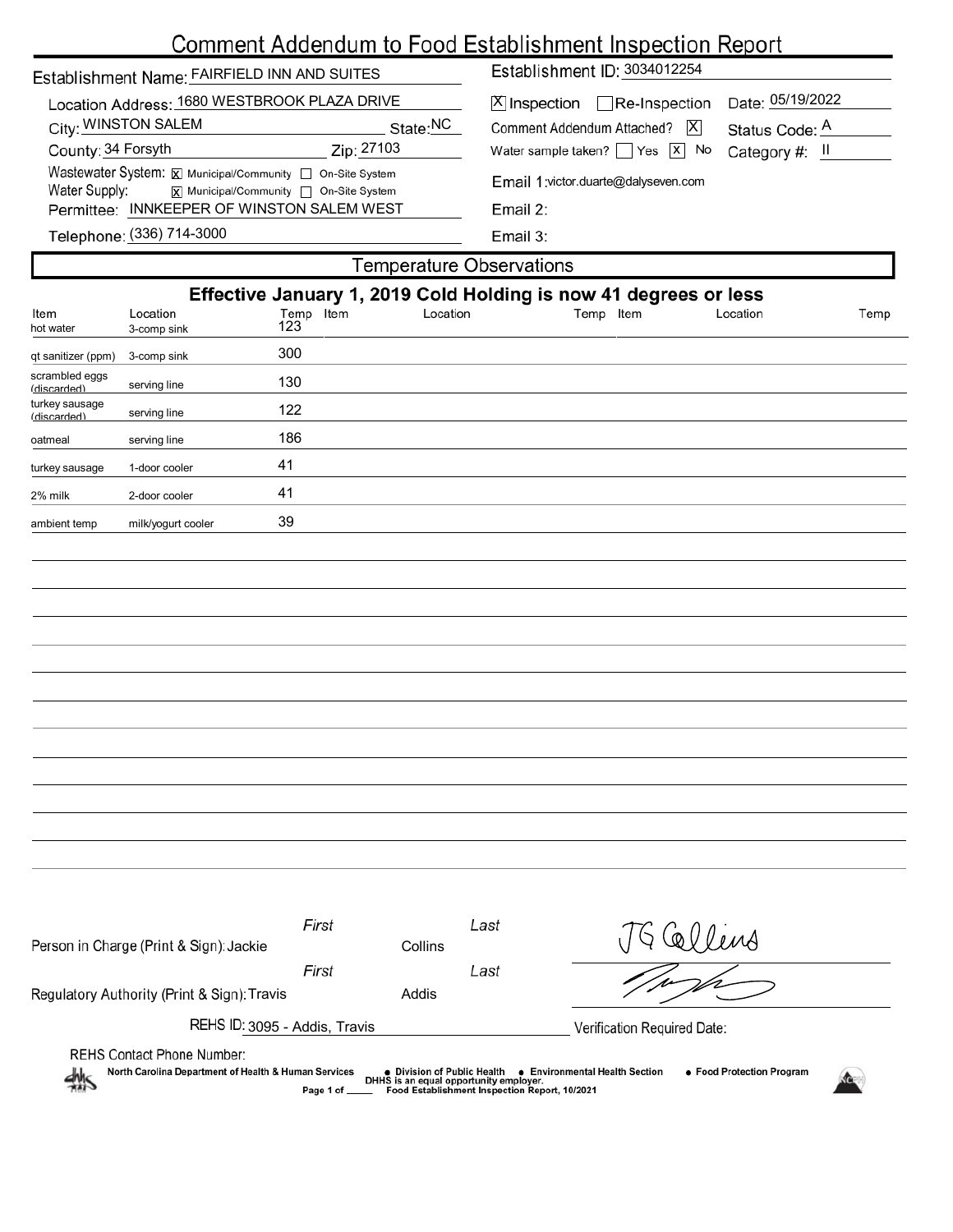# Comment Addendum to Food Establishment Inspection Report

Establishment Name: FAIRFIELD INN AND SUITES

Establishment ID: 3034012254

Location Address: 1680 WESTBROOK PLAZA DRIVE

City: WINSTON SALEM  State: NC

County: 34 Forsyth  Zip: 27103

Wastewater System: [X] Municipal/Community [ ] On-Site System

Water Supply: [X] Municipal/Community [ ] On-Site System

Permittee: INNKEEPER OF WINSTON SALEM WEST

Telephone: (336) 714-3000

[X] Inspection [ ] Re-Inspection  Date: 05/19/2022

Comment Addendum Attached? [X]  Status Code: A

Water sample taken? [ ] Yes [X] No  Category #: II

Email 1: victor.duarte@dalyseven.com

Email 2:

Email 3:

## Temperature Observations

**Effective January 1, 2019 Cold Holding is now 41 degrees or less**

| Item | Location | Temp | Item | Location | Temp | Item | Location | Temp |
|---|---|---|---|---|---|---|---|---|
| hot water | 3-comp sink | 123 | | | | | | |
| qt sanitizer (ppm) | 3-comp sink | 300 | | | | | | |
| scrambled eggs (discarded) | serving line | 130 | | | | | | |
| turkey sausage (discarded) | serving line | 122 | | | | | | |
| oatmeal | serving line | 186 | | | | | | |
| turkey sausage | 1-door cooler | 41 | | | | | | |
| 2% milk | 2-door cooler | 41 | | | | | | |
| ambient temp | milk/yogurt cooler | 39 | | | | | | |

Person in Charge (Print & Sign): First: Jackie Last: Collins  Signature: JG Collins

Regulatory Authority (Print & Sign): First: Travis Last: Addis  Signature: [signature]

REHS ID: 3095 - Addis, Travis

Verification Required Date:

REHS Contact Phone Number:

North Carolina Department of Health & Human Services • Division of Public Health • Environmental Health Section • Food Protection Program

DHHS is an equal opportunity employer.

Food Establishment Inspection Report, 10/2021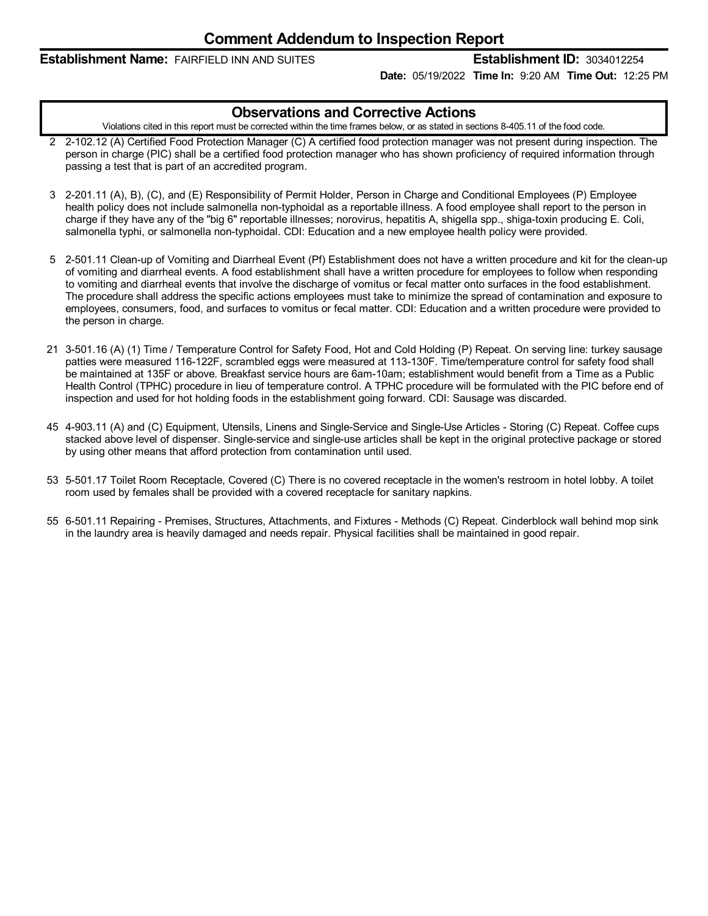# Comment Addendum to Inspection Report

**Establishment Name:** FAIRFIELD INN AND SUITES **Establishment ID:** 3034012254

**Date:** 05/19/2022 **Time In:** 9:20 AM **Time Out:** 12:25 PM

## Observations and Corrective Actions

Violations cited in this report must be corrected within the time frames below, or as stated in sections 8-405.11 of the food code.

2 2-102.12 (A) Certified Food Protection Manager (C) A certified food protection manager was not present during inspection. The person in charge (PIC) shall be a certified food protection manager who has shown proficiency of required information through passing a test that is part of an accredited program.

3 2-201.11 (A), B), (C), and (E) Responsibility of Permit Holder, Person in Charge and Conditional Employees (P) Employee health policy does not include salmonella non-typhoidal as a reportable illness. A food employee shall report to the person in charge if they have any of the "big 6" reportable illnesses; norovirus, hepatitis A, shigella spp., shiga-toxin producing E. Coli, salmonella typhi, or salmonella non-typhoidal. CDI: Education and a new employee health policy were provided.

5 2-501.11 Clean-up of Vomiting and Diarrheal Event (Pf) Establishment does not have a written procedure and kit for the clean-up of vomiting and diarrheal events. A food establishment shall have a written procedure for employees to follow when responding to vomiting and diarrheal events that involve the discharge of vomitus or fecal matter onto surfaces in the food establishment. The procedure shall address the specific actions employees must take to minimize the spread of contamination and exposure to employees, consumers, food, and surfaces to vomitus or fecal matter. CDI: Education and a written procedure were provided to the person in charge.

21 3-501.16 (A) (1) Time / Temperature Control for Safety Food, Hot and Cold Holding (P) Repeat. On serving line: turkey sausage patties were measured 116-122F, scrambled eggs were measured at 113-130F. Time/temperature control for safety food shall be maintained at 135F or above. Breakfast service hours are 6am-10am; establishment would benefit from a Time as a Public Health Control (TPHC) procedure in lieu of temperature control. A TPHC procedure will be formulated with the PIC before end of inspection and used for hot holding foods in the establishment going forward. CDI: Sausage was discarded.

45 4-903.11 (A) and (C) Equipment, Utensils, Linens and Single-Service and Single-Use Articles - Storing (C) Repeat. Coffee cups stacked above level of dispenser. Single-service and single-use articles shall be kept in the original protective package or stored by using other means that afford protection from contamination until used.

53 5-501.17 Toilet Room Receptacle, Covered (C) There is no covered receptacle in the women's restroom in hotel lobby. A toilet room used by females shall be provided with a covered receptacle for sanitary napkins.

55 6-501.11 Repairing - Premises, Structures, Attachments, and Fixtures - Methods (C) Repeat. Cinderblock wall behind mop sink in the laundry area is heavily damaged and needs repair. Physical facilities shall be maintained in good repair.